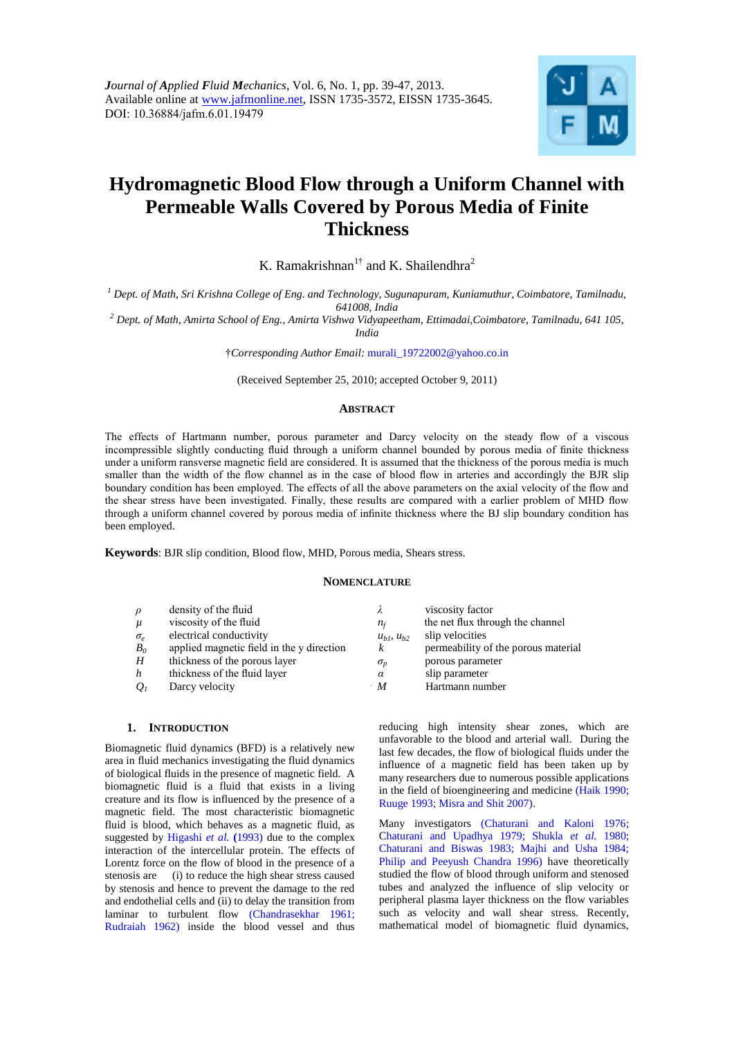*Journal of Applied Fluid Mechanics*, Vol. 6, No. 1, pp. 39-47, 2013.
Available online at www.jafmonline.net, ISSN 1735-3572, EISSN 1735-3645.
DOI: 10.36884/jafm.6.01.19479

# Hydromagnetic Blood Flow through a Uniform Channel with Permeable Walls Covered by Porous Media of Finite Thickness

K. Ramakrishnan[1†] and K. Shailendhra[2]

[1] *Dept. of Math, Sri Krishna College of Eng. and Technology, Sugunapuram, Kuniamuthur, Coimbatore, Tamilnadu, 641008, India*

[2] *Dept. of Math, Amirta School of Eng., Amirta Vishwa Vidyapeetham, Ettimadai,Coimbatore, Tamilnadu, 641 105, India*

†*Corresponding Author Email:* murali_19722002@yahoo.co.in

(Received September 25, 2010; accepted October 9, 2011)

## Abstract

The effects of Hartmann number, porous parameter and Darcy velocity on the steady flow of a viscous incompressible slightly conducting fluid through a uniform channel bounded by porous media of finite thickness under a uniform ransverse magnetic field are considered. It is assumed that the thickness of the porous media is much smaller than the width of the flow channel as in the case of blood flow in arteries and accordingly the BJR slip boundary condition has been employed. The effects of all the above parameters on the axial velocity of the flow and the shear stress have been investigated. Finally, these results are compared with a earlier problem of MHD flow through a uniform channel covered by porous media of infinite thickness where the BJ slip boundary condition has been employed.

**Keywords**: BJR slip condition, Blood flow, MHD, Porous media, Shears stress.

## Nomenclature

| | | | |
|---|---|---|---|
| $\rho$ | density of the fluid | $\lambda$ | viscosity factor |
| $\mu$ | viscosity of the fluid | $n_f$ | the net flux through the channel |
| $\sigma_e$ | electrical conductivity | $u_{b1}$, $u_{b2}$ | slip velocities |
| $B_0$ | applied magnetic field in the y direction | $k$ | permeability of the porous material |
| $H$ | thickness of the porous layer | $\sigma_p$ | porous parameter |
| $h$ | thickness of the fluid layer | $\alpha$ | slip parameter |
| $Q_1$ | Darcy velocity | $M$ | Hartmann number |

## 1. Introduction

Biomagnetic fluid dynamics (BFD) is a relatively new area in fluid mechanics investigating the fluid dynamics of biological fluids in the presence of magnetic field. A biomagnetic fluid is a fluid that exists in a living creature and its flow is influenced by the presence of a magnetic field. The most characteristic biomagnetic fluid is blood, which behaves as a magnetic fluid, as suggested by Higashi *et al.* (1993) due to the complex interaction of the intercellular protein. The effects of Lorentz force on the flow of blood in the presence of a stenosis are (i) to reduce the high shear stress caused by stenosis and hence to prevent the damage to the red and endothelial cells and (ii) to delay the transition from laminar to turbulent flow (Chandrasekhar 1961; Rudraiah 1962) inside the blood vessel and thus reducing high intensity shear zones, which are unfavorable to the blood and arterial wall. During the last few decades, the flow of biological fluids under the influence of a magnetic field has been taken up by many researchers due to numerous possible applications in the field of bioengineering and medicine (Haik 1990; Ruuge 1993; Misra and Shit 2007).

Many investigators (Chaturani and Kaloni 1976; Chaturani and Upadhya 1979; Shukla *et al.* 1980; Chaturani and Biswas 1983; Majhi and Usha 1984; Philip and Peeyush Chandra 1996) have theoretically studied the flow of blood through uniform and stenosed tubes and analyzed the influence of slip velocity or peripheral plasma layer thickness on the flow variables such as velocity and wall shear stress. Recently, mathematical model of biomagnetic fluid dynamics,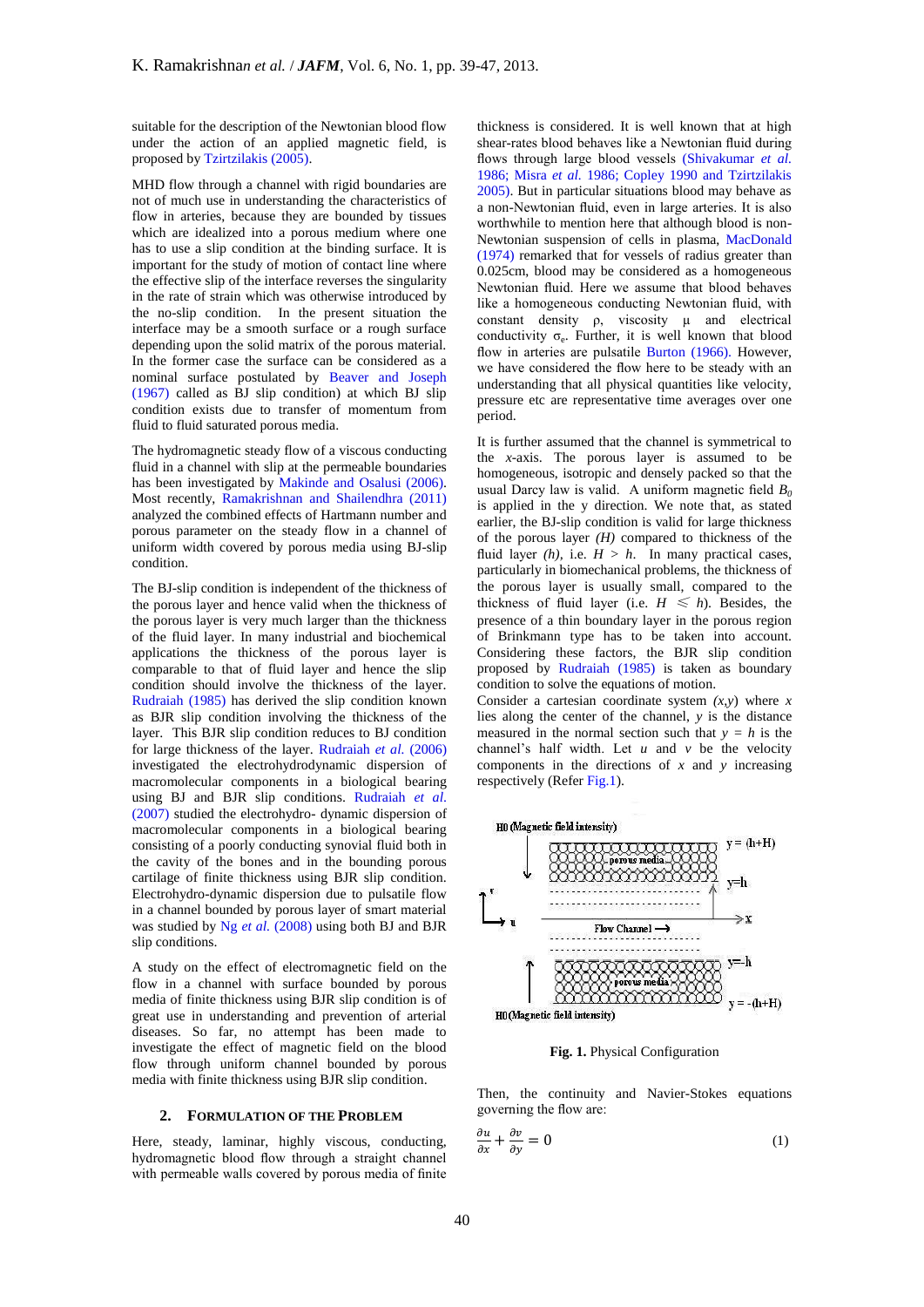suitable for the description of the Newtonian blood flow under the action of an applied magnetic field, is proposed by Tzirtzilakis (2005).

MHD flow through a channel with rigid boundaries are not of much use in understanding the characteristics of flow in arteries, because they are bounded by tissues which are idealized into a porous medium where one has to use a slip condition at the binding surface. It is important for the study of motion of contact line where the effective slip of the interface reverses the singularity in the rate of strain which was otherwise introduced by the no-slip condition. In the present situation the interface may be a smooth surface or a rough surface depending upon the solid matrix of the porous material. In the former case the surface can be considered as a nominal surface postulated by Beaver and Joseph (1967) called as BJ slip condition) at which BJ slip condition exists due to transfer of momentum from fluid to fluid saturated porous media.

The hydromagnetic steady flow of a viscous conducting fluid in a channel with slip at the permeable boundaries has been investigated by Makinde and Osalusi (2006). Most recently, Ramakrishnan and Shailendhra (2011) analyzed the combined effects of Hartmann number and porous parameter on the steady flow in a channel of uniform width covered by porous media using BJ-slip condition.

The BJ-slip condition is independent of the thickness of the porous layer and hence valid when the thickness of the porous layer is very much larger than the thickness of the fluid layer. In many industrial and biochemical applications the thickness of the porous layer is comparable to that of fluid layer and hence the slip condition should involve the thickness of the layer. Rudraiah (1985) has derived the slip condition known as BJR slip condition involving the thickness of the layer. This BJR slip condition reduces to BJ condition for large thickness of the layer. Rudraiah *et al.* (2006) investigated the electrohydrodynamic dispersion of macromolecular components in a biological bearing using BJ and BJR slip conditions. Rudraiah *et al.* (2007) studied the electrohydro- dynamic dispersion of macromolecular components in a biological bearing consisting of a poorly conducting synovial fluid both in the cavity of the bones and in the bounding porous cartilage of finite thickness using BJR slip condition. Electrohydro-dynamic dispersion due to pulsatile flow in a channel bounded by porous layer of smart material was studied by Ng *et al.* (2008) using both BJ and BJR slip conditions.

A study on the effect of electromagnetic field on the flow in a channel with surface bounded by porous media of finite thickness using BJR slip condition is of great use in understanding and prevention of arterial diseases. So far, no attempt has been made to investigate the effect of magnetic field on the blood flow through uniform channel bounded by porous media with finite thickness using BJR slip condition.

## 2. FORMULATION OF THE PROBLEM

Here, steady, laminar, highly viscous, conducting, hydromagnetic blood flow through a straight channel with permeable walls covered by porous media of finite thickness is considered. It is well known that at high shear-rates blood behaves like a Newtonian fluid during flows through large blood vessels (Shivakumar *et al.* 1986; Misra *et al.* 1986; Copley 1990 and Tzirtzilakis 2005). But in particular situations blood may behave as a non-Newtonian fluid, even in large arteries. It is also worthwhile to mention here that although blood is non-Newtonian suspension of cells in plasma, MacDonald (1974) remarked that for vessels of radius greater than 0.025cm, blood may be considered as a homogeneous Newtonian fluid. Here we assume that blood behaves like a homogeneous conducting Newtonian fluid, with constant density $\rho$, viscosity $\mu$ and electrical conductivity $\sigma_e$. Further, it is well known that blood flow in arteries are pulsatile Burton (1966). However, we have considered the flow here to be steady with an understanding that all physical quantities like velocity, pressure etc are representative time averages over one period.

It is further assumed that the channel is symmetrical to the $x$-axis. The porous layer is assumed to be homogeneous, isotropic and densely packed so that the usual Darcy law is valid. A uniform magnetic field $B_0$ is applied in the y direction. We note that, as stated earlier, the BJ-slip condition is valid for large thickness of the porous layer *(H)* compared to thickness of the fluid layer *(h)*, i.e. $H > h$. In many practical cases, particularly in biomechanical problems, the thickness of the porous layer is usually small, compared to the thickness of fluid layer (i.e. $H \leqslant h$). Besides, the presence of a thin boundary layer in the porous region of Brinkmann type has to be taken into account. Considering these factors, the BJR slip condition proposed by Rudraiah (1985) is taken as boundary condition to solve the equations of motion.

Consider a cartesian coordinate system $(x,y)$ where $x$ lies along the center of the channel, $y$ is the distance measured in the normal section such that $y = h$ is the channel's half width. Let $u$ and $v$ be the velocity components in the directions of $x$ and $y$ increasing respectively (Refer Fig.1).

**Fig. 1.** Physical Configuration

Then, the continuity and Navier-Stokes equations governing the flow are:

$$\frac{\partial u}{\partial x} + \frac{\partial v}{\partial y} = 0 \qquad (1)$$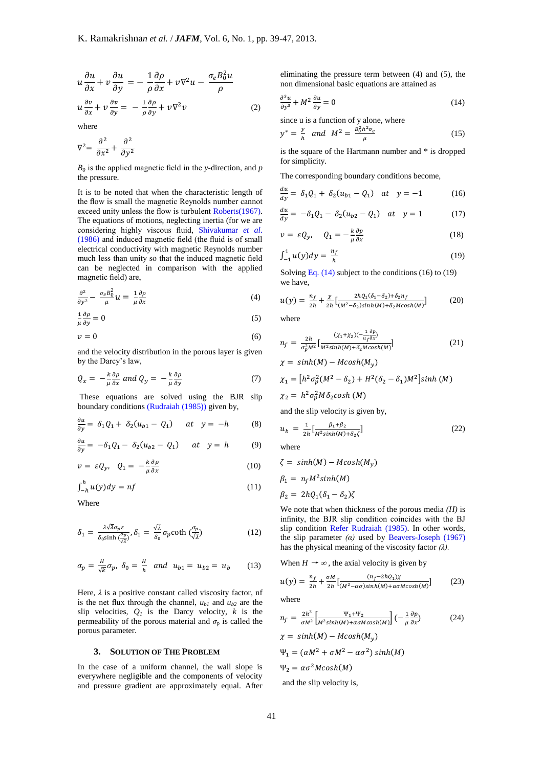$$u\frac{\partial u}{\partial x} + v\frac{\partial u}{\partial y} = -\frac{1}{\rho}\frac{\partial p}{\partial x} + \nu\nabla^2 u - \frac{\sigma_e B_0^2 u}{\rho}$$

$$u\frac{\partial v}{\partial x} + v\frac{\partial v}{\partial y} = -\frac{1}{\rho}\frac{\partial p}{\partial y} + \nu\nabla^2 v \tag{2}$$

where

$$\nabla^2 = \frac{\partial^2}{\partial x^2} + \frac{\partial^2}{\partial y^2}$$

$B_0$ is the applied magnetic field in the $y$-direction, and $p$ the pressure.

It is to be noted that when the characteristic length of the flow is small the magnetic Reynolds number cannot exceed unity unless the flow is turbulent Roberts(1967). The equations of motions, neglecting inertia (for we are considering highly viscous fluid, Shivakumar *et al.* (1986) and induced magnetic field (the fluid is of small electrical conductivity with magnetic Reynolds number much less than unity so that the induced magnetic field can be neglected in comparison with the applied magnetic field) are,

$$\frac{\partial^2}{\partial y^2} - \frac{\sigma_e B_0^2}{\mu}u = \frac{1}{\mu}\frac{\partial \rho}{\partial x} \tag{4}$$

$$\frac{1}{\mu}\frac{\partial \rho}{\partial y} = 0 \tag{5}$$

$$v = 0 \tag{6}$$

and the velocity distribution in the porous layer is given by the Darcy's law,

$$Q_x = -\frac{k}{\mu}\frac{\partial \rho}{\partial x} \; and \; Q_y = -\frac{k}{\mu}\frac{\partial \rho}{\partial y} \tag{7}$$

These equations are solved using the BJR slip boundary conditions (Rudraiah (1985)) given by,

$$\frac{\partial u}{\partial y} = \delta_1 Q_1 + \delta_2(u_{b1} - Q_1) \quad at \quad y = -h \tag{8}$$

$$\frac{\partial u}{\partial y} = -\delta_1 Q_1 - \delta_2(u_{b2} - Q_1) \quad at \quad y = h \tag{9}$$

$$v = \varepsilon Q_y, \quad Q_1 = -\frac{k}{\mu}\frac{\partial \rho}{\partial x} \tag{10}$$

$$\int_{-h}^{h} u(y)dy = nf \tag{11}$$

Where

$$\delta_1 = \frac{\lambda\sqrt{\lambda}\sigma_p \varepsilon}{\delta_0 \sinh\left(\frac{\sigma_p}{\sqrt{\lambda}}\right)}, \delta_1 = \frac{\sqrt{\lambda}}{\delta_0}\sigma_p \coth\left(\frac{\sigma_p}{\sqrt{\lambda}}\right) \tag{12}$$

$$\sigma_p = \frac{H}{\sqrt{k}}\sigma_p, \; \delta_0 = \frac{H}{h} \; and \; u_{b1} = u_{b2} = u_b \tag{13}$$

Here, $\lambda$ is a positive constant called viscosity factor, nf is the net flux through the channel, $u_{b1}$ and $u_{b2}$ are the slip velocities, $Q_1$ is the Darcy velocity, $k$ is the permeability of the porous material and $\sigma_p$ is called the porous parameter.

## 3. SOLUTION OF THE PROBLEM

In the case of a uniform channel, the wall slope is everywhere negligible and the components of velocity and pressure gradient are approximately equal. After eliminating the pressure term between (4) and (5), the non dimensional basic equations are attained as

$$\frac{\partial^3 u}{\partial y^3} + M^2\frac{\partial u}{\partial y} = 0 \tag{14}$$

since u is a function of y alone, where

$$y^* = \frac{y}{h} \; and \; M^2 = \frac{B_0^2 h^2 \sigma_e}{\mu} \tag{15}$$

is the square of the Hartmann number and * is dropped for simplicity.

The corresponding boundary conditions become,

$$\frac{du}{dy} = \delta_1 Q_1 + \delta_2(u_{b1} - Q_1) \quad at \quad y = -1 \tag{16}$$

$$\frac{du}{dy} = -\delta_1 Q_1 - \delta_2(u_{b2} - Q_1) \quad at \quad y = 1 \tag{17}$$

$$v = \varepsilon Q_y, \quad Q_1 = -\frac{k}{\mu}\frac{\partial p}{\partial x} \tag{18}$$

$$\int_{-1}^{1} u(y)dy = \frac{n_f}{h} \tag{19}$$

Solving Eq. (14) subject to the conditions (16) to (19) we have,

$$u(y) = \frac{n_f}{2h} + \frac{\chi}{2h}\left[\frac{2hQ_1(\delta_1 - \delta_2) + \delta_2 n_f}{(M^2 - \delta_2)\sinh(M) + \delta_2 M\cosh(M)}\right] \tag{20}$$

where

$$n_f = \frac{2h}{\sigma_p^2 M^2}\left[\frac{(\chi_1 + \chi_2)\left(-\frac{1}{u_f}\frac{\partial p}{\partial x}\right)}{M^2\sinh(M) + \delta_2 M\cosh(M)}\right] \tag{21}$$

$$\chi = \sinh(M) - M\cosh(M_y)$$

$$\chi_1 = \left[h^2\sigma_p^2(M^2 - \delta_2) + H^2(\delta_2 - \delta_1)M^2\right]\sinh(M)$$

$$\chi_2 = h^2\sigma_p^2 M\delta_2\cosh(M)$$

and the slip velocity is given by,

$$u_b = \frac{1}{2h}\left[\frac{\beta_1 + \beta_2}{M^2\sinh(M) + \delta_2\zeta}\right] \tag{22}$$

where

$$\zeta = \sinh(M) - M\cosh(M_y)$$

$$\beta_1 = n_f M^2\sinh(M)$$

$$\beta_2 = 2hQ_1(\delta_1 - \delta_2)\zeta$$

We note that when thickness of the porous media *(H)* is infinity, the BJR slip condition coincides with the BJ slip condition Refer Rudraiah (1985). In other words, the slip parameter *(α)* used by Beavers-Joseph (1967) has the physical meaning of the viscosity factor *(λ)*.

When $H \rightarrow \infty$, the axial velocity is given by

$$u(y) = \frac{n_f}{2h} + \frac{\sigma M}{2h}\left[\frac{(n_f - 2hQ_1)\chi}{(M^2 - \alpha\sigma)\sinh(M) + \alpha\sigma M\cosh(M)}\right] \tag{23}$$

where

$$n_f = \frac{2h^3}{\sigma M^2}\left[\frac{\Psi_1 + \Psi_2}{M^2\sinh(M) + \alpha\sigma M\cosh(M)}\right]\left(-\frac{1}{\mu}\frac{\partial p}{\partial x}\right) \tag{24}$$

$$\chi = \sinh(M) - M\cosh(M_y)$$

$$\Psi_1 = (\alpha M^2 + \sigma M^2 - \alpha\sigma^2)\sinh(M)$$

$$\Psi_2 = \alpha\sigma^2 M\cosh(M)$$

and the slip velocity is,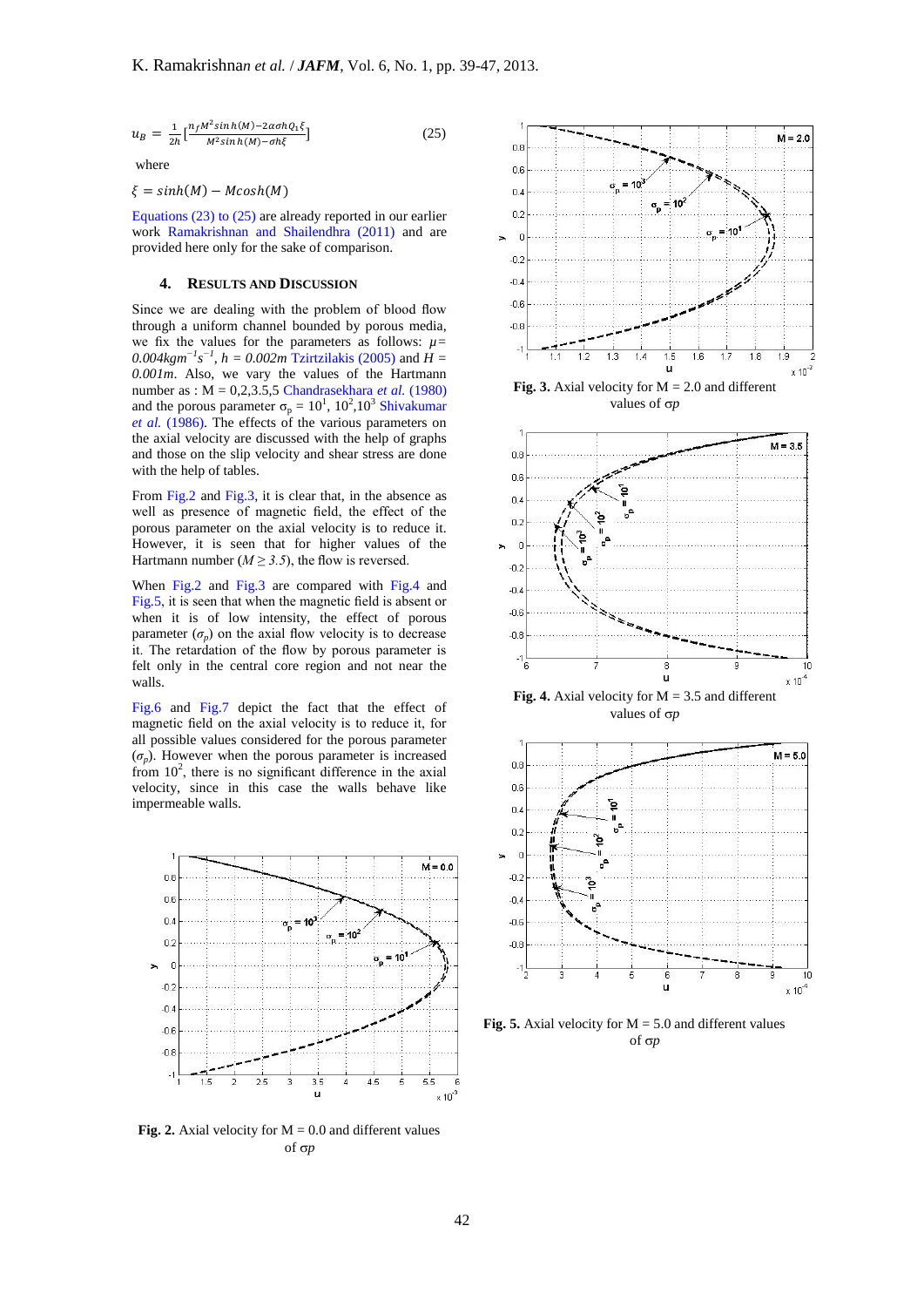$$u_B = \frac{1}{2h}\left[\frac{n_f M^2 \sinh(M) - 2\alpha\sigma h Q_1 \xi}{M^2 \sinh(M) - \sigma h \xi}\right] \quad (25)$$

where

$\xi = \sinh(M) - M\cosh(M)$

Equations (23) to (25) are already reported in our earlier work Ramakrishnan and Shailendhra (2011) and are provided here only for the sake of comparison.

## 4. RESULTS AND DISCUSSION

Since we are dealing with the problem of blood flow through a uniform channel bounded by porous media, we fix the values for the parameters as follows: $\mu = 0.004 kgm^{-1}s^{-1}$, $h = 0.002m$ Tzirtzilakis (2005) and $H = 0.001m$. Also, we vary the values of the Hartmann number as : M = 0,2,3.5,5 Chandrasekhara *et al.* (1980) and the porous parameter $\sigma_p = 10^1, 10^2, 10^3$ Shivakumar *et al.* (1986). The effects of the various parameters on the axial velocity are discussed with the help of graphs and those on the slip velocity and shear stress are done with the help of tables.

From Fig.2 and Fig.3, it is clear that, in the absence as well as presence of magnetic field, the effect of the porous parameter on the axial velocity is to reduce it. However, it is seen that for higher values of the Hartmann number ($M \geq 3.5$), the flow is reversed.

When Fig.2 and Fig.3 are compared with Fig.4 and Fig.5, it is seen that when the magnetic field is absent or when it is of low intensity, the effect of porous parameter ($\sigma_p$) on the axial flow velocity is to decrease it. The retardation of the flow by porous parameter is felt only in the central core region and not near the walls.

Fig.6 and Fig.7 depict the fact that the effect of magnetic field on the axial velocity is to reduce it, for all possible values considered for the porous parameter ($\sigma_p$). However when the porous parameter is increased from $10^2$, there is no significant difference in the axial velocity, since in this case the walls behave like impermeable walls.

**Fig. 2.** Axial velocity for M = 0.0 and different values of $\sigma p$

**Fig. 3.** Axial velocity for M = 2.0 and different values of $\sigma p$

**Fig. 4.** Axial velocity for M = 3.5 and different values of $\sigma p$

**Fig. 5.** Axial velocity for M = 5.0 and different values of $\sigma p$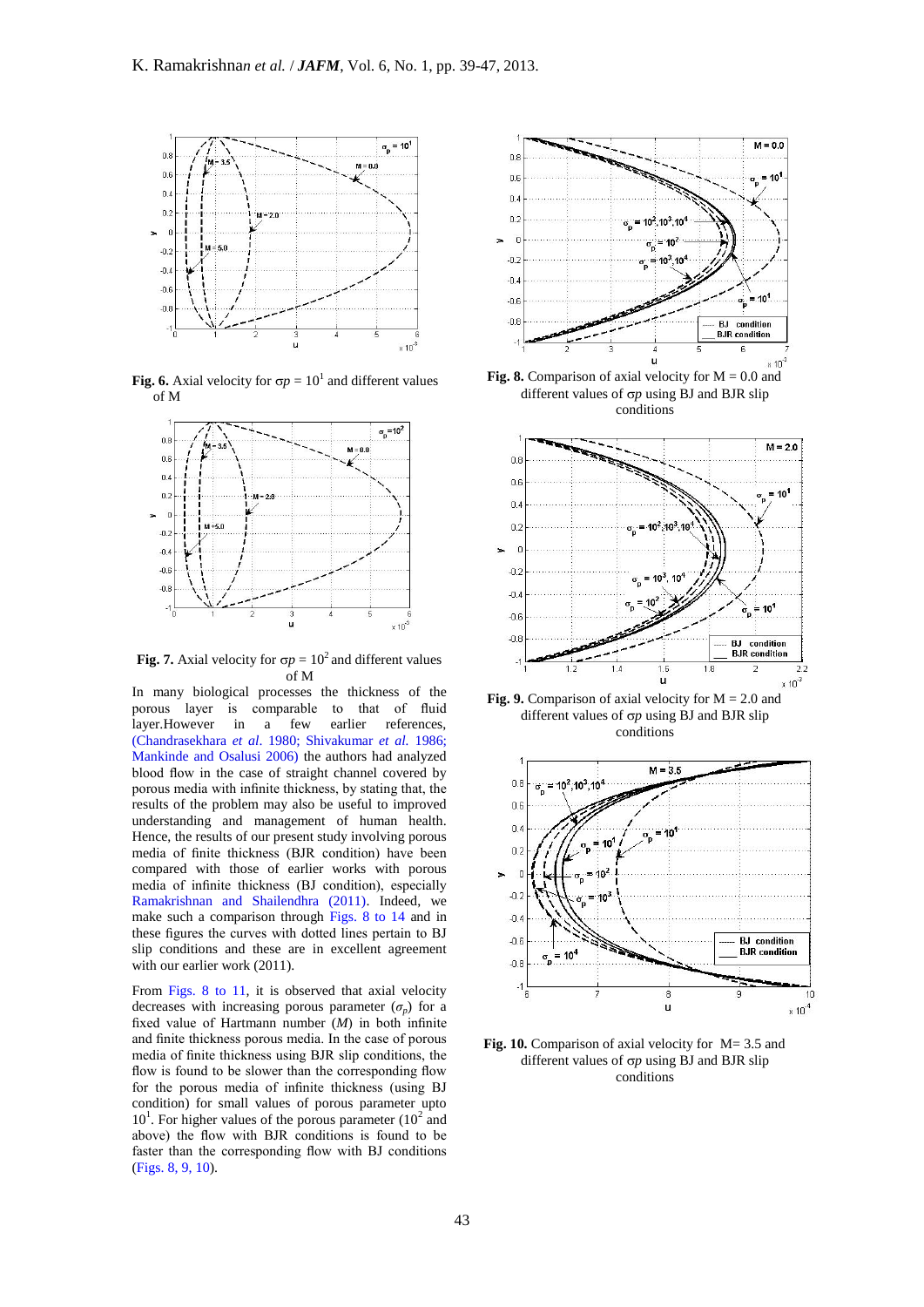**Fig. 6.** Axial velocity for $\sigma p = 10^1$ and different values of M

**Fig. 7.** Axial velocity for $\sigma p = 10^2$ and different values of M

In many biological processes the thickness of the porous layer is comparable to that of fluid layer.However in a few earlier references, (Chandrasekhara *et al*. 1980; Shivakumar *et al.* 1986; Mankinde and Osalusi 2006) the authors had analyzed blood flow in the case of straight channel covered by porous media with infinite thickness, by stating that, the results of the problem may also be useful to improved understanding and management of human health. Hence, the results of our present study involving porous media of finite thickness (BJR condition) have been compared with those of earlier works with porous media of infinite thickness (BJ condition), especially Ramakrishnan and Shailendhra (2011). Indeed, we make such a comparison through Figs. 8 to 14 and in these figures the curves with dotted lines pertain to BJ slip conditions and these are in excellent agreement with our earlier work (2011).

From Figs. 8 to 11, it is observed that axial velocity decreases with increasing porous parameter ($\sigma_p$) for a fixed value of Hartmann number ($M$) in both infinite and finite thickness porous media. In the case of porous media of finite thickness using BJR slip conditions, the flow is found to be slower than the corresponding flow for the porous media of infinite thickness (using BJ condition) for small values of porous parameter upto $10^1$. For higher values of the porous parameter ($10^2$ and above) the flow with BJR conditions is found to be faster than the corresponding flow with BJ conditions (Figs. 8, 9, 10).

**Fig. 8.** Comparison of axial velocity for M = 0.0 and different values of $\sigma p$ using BJ and BJR slip conditions

**Fig. 9.** Comparison of axial velocity for M = 2.0 and different values of $\sigma p$ using BJ and BJR slip conditions

**Fig. 10.** Comparison of axial velocity for M= 3.5 and different values of $\sigma p$ using BJ and BJR slip conditions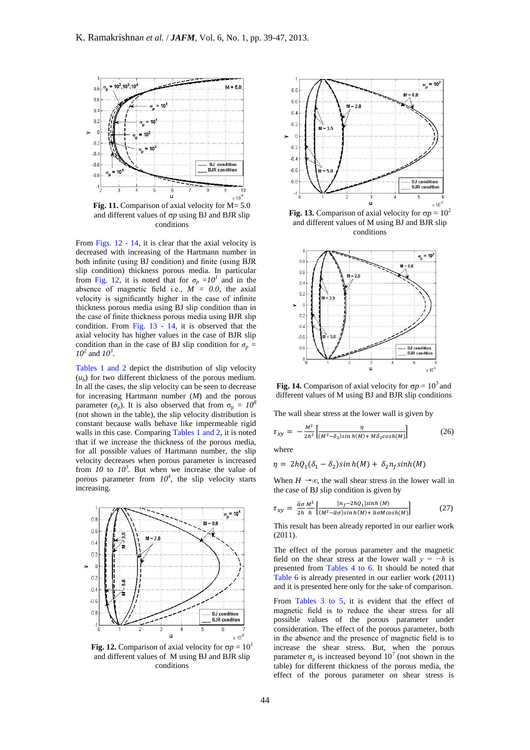Fig. 11. Comparison of axial velocity for M= 5.0 and different values of $\sigma p$ using BJ and BJR slip conditions

From Figs. 12 - 14, it is clear that the axial velocity is decreased with increasing of the Hartmann number in both infinite (using BJ condition) and finite (using BJR slip condition) thickness porous media. In particular from Fig. 12, it is noted that for $\sigma_p = 10^1$ and in the absence of magnetic field i.e., $M = 0.0$, the axial velocity is significantly higher in the case of infinite thickness porous media using BJ slip condition than in the case of finite thickness porous media using BJR slip condition. From Fig. 13 - 14, it is observed that the axial velocity has higher values in the case of BJR slip condition than in the case of BJ slip condition for $\sigma_p = 10^2$ and $10^3$.

Tables 1 and 2 depict the distribution of slip velocity ($u_b$) for two different thickness of the porous medium. In all the cases, the slip velocity can be seen to decrease for increasing Hartmann number ($M$) and the porous parameter ($\sigma_p$). It is also observed that from $\sigma_p = 10^8$ (not shown in the table), the slip velocity distribution is constant because walls behave like impermeable rigid walls in this case. Comparing Tables 1 and 2, it is noted that if we increase the thickness of the porous media, for all possible values of Hartmann number, the slip velocity decreases when porous parameter is increased from $10$ to $10^3$. But when we increase the value of porous parameter from $10^4$, the slip velocity starts increasing.

Fig. 12. Comparison of axial velocity for $\sigma p = 10^1$ and different values of M using BJ and BJR slip conditions

Fig. 13. Comparison of axial velocity for $\sigma p = 10^2$ and different values of M using BJ and BJR slip conditions

Fig. 14. Comparison of axial velocity for $\sigma p = 10^3$ and different values of M using BJ and BJR slip conditions

The wall shear stress at the lower wall is given by

$$\tau_{xy} = -\frac{M^2}{2h^2}\left[\frac{\eta}{(M^2-\delta_2)\sinh(M)+M\delta_2\cosh(M)}\right] \tag{26}$$

where

$$\eta = 2hQ_1(\delta_1-\delta_2)\sinh(M) + \delta_2 n_f \sinh(M)$$

When $H \to \infty$, the wall shear stress in the lower wall in the case of BJ slip condition is given by

$$\tau_{xy} = \frac{\bar{\alpha}\sigma}{2h}\frac{M^2}{h}\left[\frac{[n_f-2hQ_1]\sinh(M)}{(M^2-\bar{\alpha}\sigma)\sinh(M)+\bar{\alpha}\sigma M\cosh(M)}\right] \tag{27}$$

This result has been already reported in our earlier work (2011).

The effect of the porous parameter and the magnetic field on the shear stress at the lower wall $y = -h$ is presented from Tables 4 to 6. It should be noted that Table 6 is already presented in our earlier work (2011) and it is presented here only for the sake of comparison.

From Tables 3 to 5, it is evident that the effect of magnetic field is to reduce the shear stress for all possible values of the porous parameter under consideration. The effect of the porous parameter, both in the absence and the presence of magnetic field is to increase the shear stress. But, when the porous parameter $\sigma_p$ is increased beyond $10^7$ (not shown in the table) for different thickness of the porous media, the effect of the porous parameter on shear stress is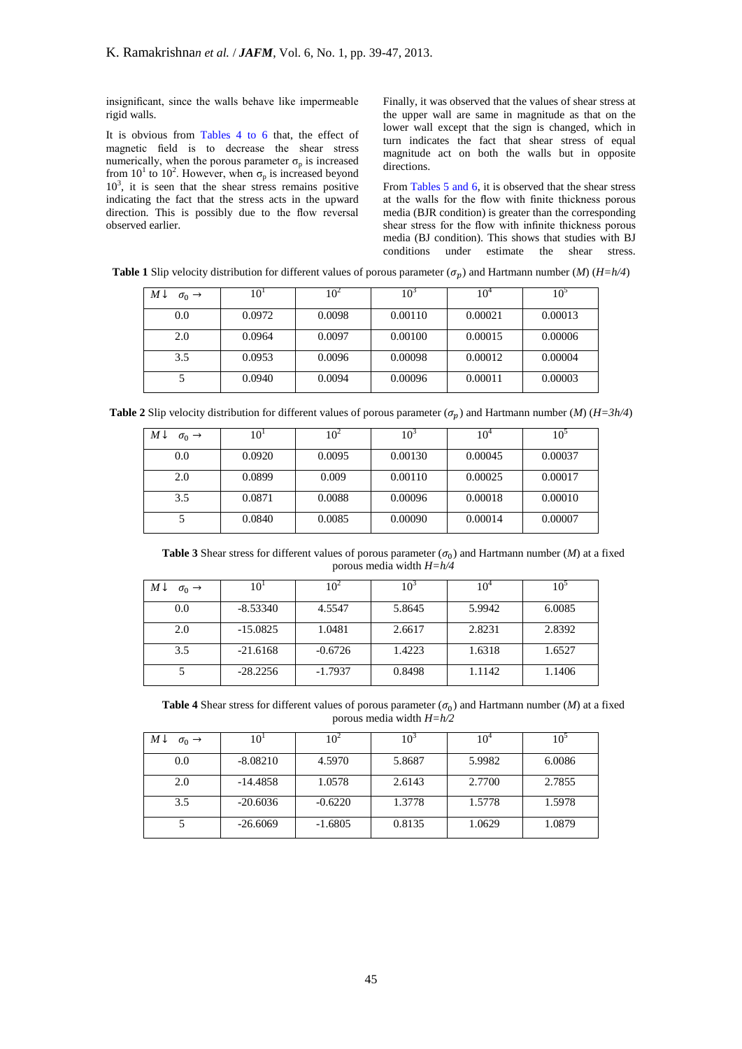insignificant, since the walls behave like impermeable rigid walls.

It is obvious from Tables 4 to 6 that, the effect of magnetic field is to decrease the shear stress numerically, when the porous parameter $\sigma_p$ is increased from $10^1$ to $10^2$. However, when $\sigma_p$ is increased beyond $10^3$, it is seen that the shear stress remains positive indicating the fact that the stress acts in the upward direction. This is possibly due to the flow reversal observed earlier.

Finally, it was observed that the values of shear stress at the upper wall are same in magnitude as that on the lower wall except that the sign is changed, which in turn indicates the fact that shear stress of equal magnitude act on both the walls but in opposite directions.

From Tables 5 and 6, it is observed that the shear stress at the walls for the flow with finite thickness porous media (BJR condition) is greater than the corresponding shear stress for the flow with infinite thickness porous media (BJ condition). This shows that studies with BJ conditions under estimate the shear stress.

**Table 1** Slip velocity distribution for different values of porous parameter ($\sigma_p$) and Hartmann number ($M$) ($H=h/4$)

| $M \downarrow$ $\sigma_0 \rightarrow$ | $10^1$ | $10^2$ | $10^3$ | $10^4$ | $10^5$ |
|---|---|---|---|---|---|
| 0.0 | 0.0972 | 0.0098 | 0.00110 | 0.00021 | 0.00013 |
| 2.0 | 0.0964 | 0.0097 | 0.00100 | 0.00015 | 0.00006 |
| 3.5 | 0.0953 | 0.0096 | 0.00098 | 0.00012 | 0.00004 |
| 5 | 0.0940 | 0.0094 | 0.00096 | 0.00011 | 0.00003 |

**Table 2** Slip velocity distribution for different values of porous parameter ($\sigma_p$) and Hartmann number ($M$) ($H=3h/4$)

| $M \downarrow$ $\sigma_0 \rightarrow$ | $10^1$ | $10^2$ | $10^3$ | $10^4$ | $10^5$ |
|---|---|---|---|---|---|
| 0.0 | 0.0920 | 0.0095 | 0.00130 | 0.00045 | 0.00037 |
| 2.0 | 0.0899 | 0.009 | 0.00110 | 0.00025 | 0.00017 |
| 3.5 | 0.0871 | 0.0088 | 0.00096 | 0.00018 | 0.00010 |
| 5 | 0.0840 | 0.0085 | 0.00090 | 0.00014 | 0.00007 |

**Table 3** Shear stress for different values of porous parameter ($\sigma_0$) and Hartmann number ($M$) at a fixed porous media width $H=h/4$

| $M \downarrow$ $\sigma_0 \rightarrow$ | $10^1$ | $10^2$ | $10^3$ | $10^4$ | $10^5$ |
|---|---|---|---|---|---|
| 0.0 | -8.53340 | 4.5547 | 5.8645 | 5.9942 | 6.0085 |
| 2.0 | -15.0825 | 1.0481 | 2.6617 | 2.8231 | 2.8392 |
| 3.5 | -21.6168 | -0.6726 | 1.4223 | 1.6318 | 1.6527 |
| 5 | -28.2256 | -1.7937 | 0.8498 | 1.1142 | 1.1406 |

**Table 4** Shear stress for different values of porous parameter ($\sigma_0$) and Hartmann number ($M$) at a fixed porous media width $H=h/2$

| $M \downarrow$ $\sigma_0 \rightarrow$ | $10^1$ | $10^2$ | $10^3$ | $10^4$ | $10^5$ |
|---|---|---|---|---|---|
| 0.0 | -8.08210 | 4.5970 | 5.8687 | 5.9982 | 6.0086 |
| 2.0 | -14.4858 | 1.0578 | 2.6143 | 2.7700 | 2.7855 |
| 3.5 | -20.6036 | -0.6220 | 1.3778 | 1.5778 | 1.5978 |
| 5 | -26.6069 | -1.6805 | 0.8135 | 1.0629 | 1.0879 |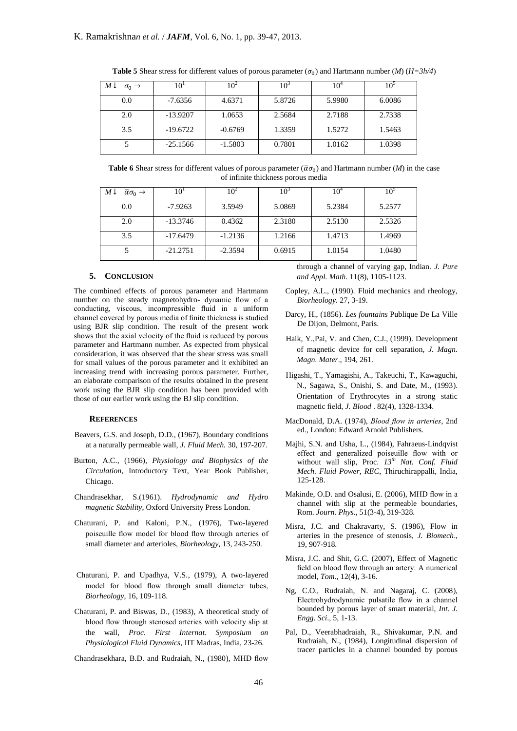**Table 5** Shear stress for different values of porous parameter ($\sigma_0$) and Hartmann number ($M$) ($H=3h/4$)

| $M\downarrow$ $\sigma_0 \rightarrow$ | $10^1$ | $10^2$ | $10^3$ | $10^4$ | $10^5$ |
|---|---|---|---|---|---|
| 0.0 | -7.6356 | 4.6371 | 5.8726 | 5.9980 | 6.0086 |
| 2.0 | -13.9207 | 1.0653 | 2.5684 | 2.7188 | 2.7338 |
| 3.5 | -19.6722 | -0.6769 | 1.3359 | 1.5272 | 1.5463 |
| 5 | -25.1566 | -1.5803 | 0.7801 | 1.0162 | 1.0398 |

**Table 6** Shear stress for different values of porous parameter ($\bar{\alpha}\sigma_0$) and Hartmann number ($M$) in the case of infinite thickness porous media

| $M\downarrow$ $\bar{\alpha}\sigma_0 \rightarrow$ | $10^1$ | $10^2$ | $10^3$ | $10^4$ | $10^5$ |
|---|---|---|---|---|---|
| 0.0 | -7.9263 | 3.5949 | 5.0869 | 5.2384 | 5.2577 |
| 2.0 | -13.3746 | 0.4362 | 2.3180 | 2.5130 | 2.5326 |
| 3.5 | -17.6479 | -1.2136 | 1.2166 | 1.4713 | 1.4969 |
| 5 | -21.2751 | -2.3594 | 0.6915 | 1.0154 | 1.0480 |

## 5. CONCLUSION

The combined effects of porous parameter and Hartmann number on the steady magnetohydro- dynamic flow of a conducting, viscous, incompressible fluid in a uniform channel covered by porous media of finite thickness is studied using BJR slip condition. The result of the present work shows that the axial velocity of the fluid is reduced by porous parameter and Hartmann number. As expected from physical consideration, it was observed that the shear stress was small for small values of the porous parameter and it exhibited an increasing trend with increasing porous parameter. Further, an elaborate comparison of the results obtained in the present work using the BJR slip condition has been provided with those of our earlier work using the BJ slip condition.

## REFERENCES

Beavers, G.S. and Joseph, D.D., (1967), Boundary conditions at a naturally permeable wall, *J. Fluid Mech.* 30, 197-207.

Burton, A.C., (1966), *Physiology and Biophysics of the Circulation,* Introductory Text, Year Book Publisher, Chicago.

Chandrasekhar, S.(1961). *Hydrodynamic and Hydro magnetic Stability*, Oxford University Press London.

Chaturani, P. and Kaloni, P.N., (1976), Two-layered poiseuille flow model for blood flow through arteries of small diameter and arterioles, *Biorheology*, 13, 243-250.

Chaturani, P. and Upadhya, V.S., (1979), A two-layered model for blood flow through small diameter tubes, *Biorheology*, 16, 109-118.

Chaturani, P. and Biswas, D., (1983), A theoretical study of blood flow through stenosed arteries with velocity slip at the wall, *Proc. First Internat. Symposium on Physiological Fluid Dynamics,* IIT Madras, India, 23-26.

Chandrasekhara, B.D. and Rudraiah, N., (1980), MHD flow through a channel of varying gap, Indian. *J. Pure and Appl. Math.* 11(8), 1105-1123.

Copley, A.L., (1990). Fluid mechanics and rheology, *Biorheology.* 27, 3-19.

Darcy, H., (1856). *Les fountains* Publique De La Ville De Dijon, Delmont, Paris.

Haik, Y.,Pai, V. and Chen, C.J., (1999). Development of magnetic device for cell separation, *J. Magn. Magn. Mater*., 194, 261.

Higashi, T., Yamagishi, A., Takeuchi, T., Kawaguchi, N., Sagawa, S., Onishi, S. and Date, M., (1993). Orientation of Erythrocytes in a strong static magnetic field, *J. Blood* . 82(4), 1328-1334.

MacDonald, D.A. (1974), *Blood flow in arteries*, 2nd ed., London: Edward Arnold Publishers.

Majhi, S.N. and Usha, L., (1984), Fahraeus-Lindqvist effect and generalized poiseuille flow with or without wall slip, Proc. *13th Nat. Conf. Fluid Mech. Fluid Power, REC*, Thiruchirappalli, India, 125-128.

Makinde, O.D. and Osalusi, E. (2006), MHD flow in a channel with slip at the permeable boundaries, Rom. *Journ. Phys*., 51(3-4), 319-328.

Misra, J.C. and Chakravarty, S. (1986), Flow in arteries in the presence of stenosis, *J. Biomech*., 19, 907-918.

Misra, J.C. and Shit, G.C. (2007), Effect of Magnetic field on blood flow through an artery: A numerical model, *Tom*., 12(4), 3-16.

Ng, C.O., Rudraiah, N. and Nagaraj, C. (2008), Electrohydrodynamic pulsatile flow in a channel bounded by porous layer of smart material, *Int. J. Engg. Sci*., 5, 1-13.

Pal, D., Veerabhadraiah, R., Shivakumar, P.N. and Rudraiah, N., (1984), Longitudinal dispersion of tracer particles in a channel bounded by porous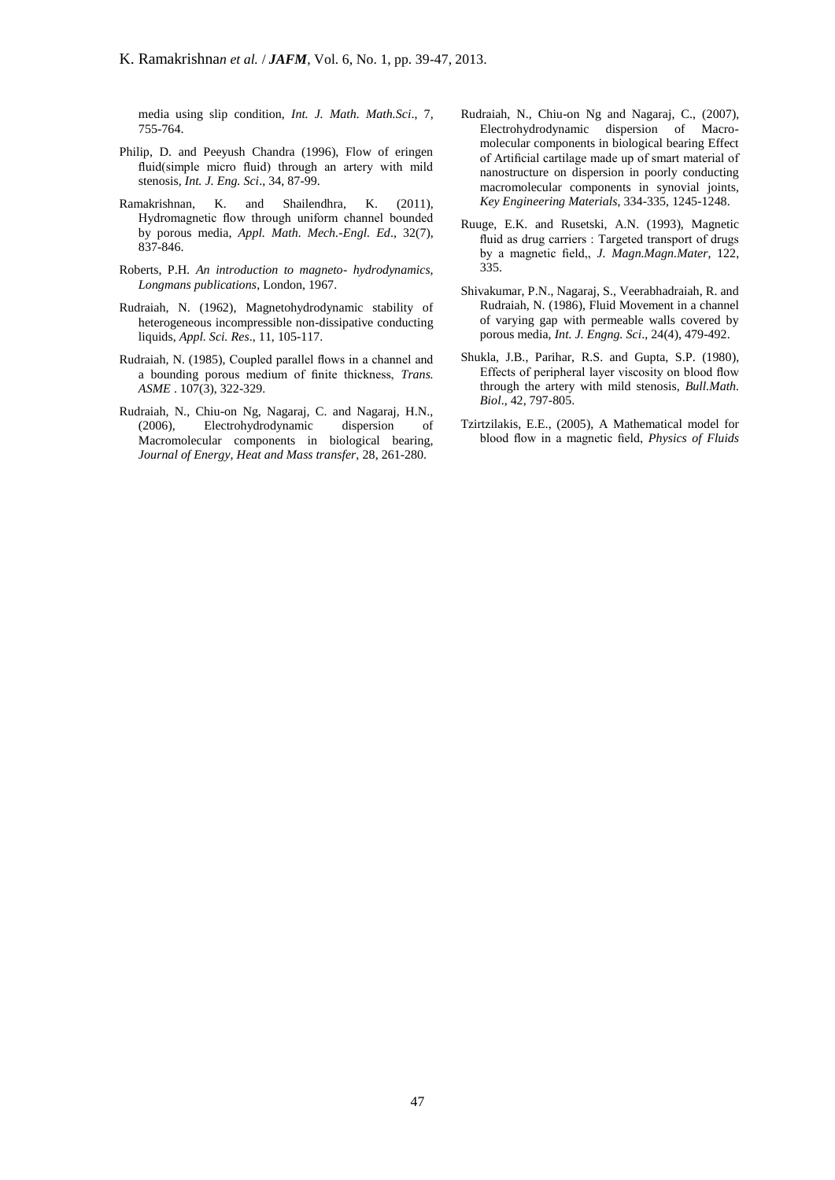media using slip condition, *Int. J. Math. Math.Sci*., 7, 755-764.

Philip, D. and Peeyush Chandra (1996), Flow of eringen fluid(simple micro fluid) through an artery with mild stenosis, *Int. J. Eng. Sci*., 34, 87-99.

Ramakrishnan, K. and Shailendhra, K. (2011), Hydromagnetic flow through uniform channel bounded by porous media, *Appl. Math. Mech.-Engl. Ed*., 32(7), 837-846.

Roberts, P.H. *An introduction to magneto- hydrodynamics, Longmans publications*, London, 1967.

Rudraiah, N. (1962), Magnetohydrodynamic stability of heterogeneous incompressible non-dissipative conducting liquids, *Appl. Sci. Res*., 11, 105-117.

Rudraiah, N. (1985), Coupled parallel flows in a channel and a bounding porous medium of finite thickness, *Trans. ASME* . 107(3), 322-329.

Rudraiah, N., Chiu-on Ng, Nagaraj, C. and Nagaraj, H.N., (2006), Electrohydrodynamic dispersion of Macromolecular components in biological bearing, *Journal of Energy, Heat and Mass transfer*, 28, 261-280.

Rudraiah, N., Chiu-on Ng and Nagaraj, C., (2007), Electrohydrodynamic dispersion of Macro-molecular components in biological bearing Effect of Artificial cartilage made up of smart material of nanostructure on dispersion in poorly conducting macromolecular components in synovial joints, *Key Engineering Materials*, 334-335, 1245-1248.

Ruuge, E.K. and Rusetski, A.N. (1993), Magnetic fluid as drug carriers : Targeted transport of drugs by a magnetic field,, *J. Magn.Magn.Mater*, 122, 335.

Shivakumar, P.N., Nagaraj, S., Veerabhadraiah, R. and Rudraiah, N. (1986), Fluid Movement in a channel of varying gap with permeable walls covered by porous media, *Int. J. Engng. Sci*., 24(4), 479-492.

Shukla, J.B., Parihar, R.S. and Gupta, S.P. (1980), Effects of peripheral layer viscosity on blood flow through the artery with mild stenosis, *Bull.Math. Biol*., 42, 797-805.

Tzirtzilakis, E.E., (2005), A Mathematical model for blood flow in a magnetic field, *Physics of Fluids*